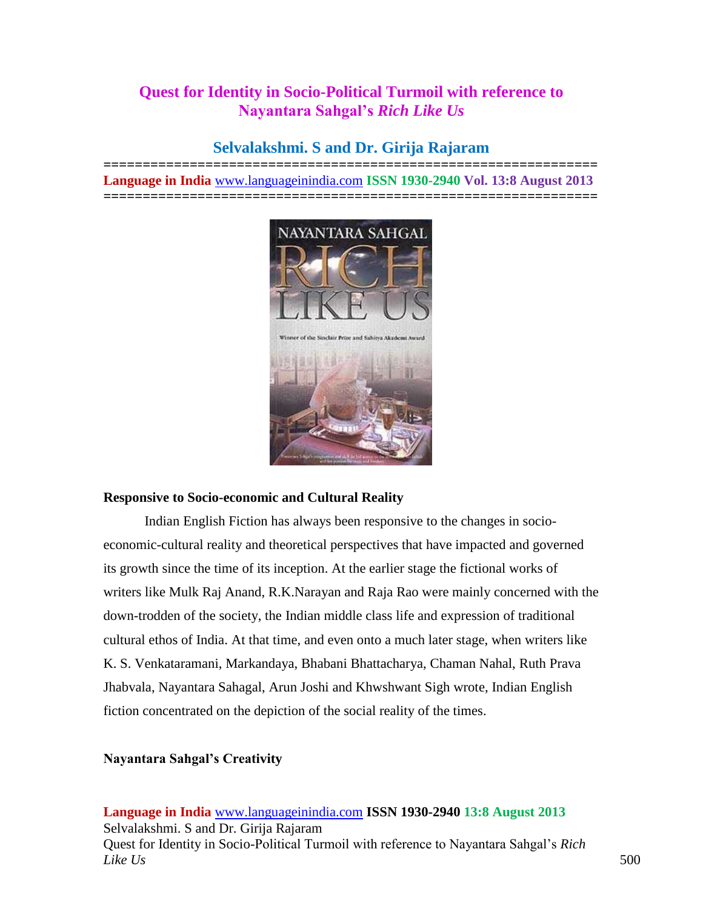# Quest for Identity in Socio-Political Turmoil with reference to Nayantara Sahgal's *Rich Like Us*

## Selvalakshmi. S and Dr. Girija Rajaram

### Responsive to Socio-economic and Cultural Reality

Indian English Fiction has always been responsive to the changes in socio-economic-cultural reality and theoretical perspectives that have impacted and governed its growth since the time of its inception. At the earlier stage the fictional works of writers like Mulk Raj Anand, R.K.Narayan and Raja Rao were mainly concerned with the down-trodden of the society, the Indian middle class life and expression of traditional cultural ethos of India. At that time, and even onto a much later stage, when writers like K. S. Venkataramani, Markandaya, Bhabani Bhattacharya, Chaman Nahal, Ruth Prava Jhabvala, Nayantara Sahagal, Arun Joshi and Khwshwant Sigh wrote, Indian English fiction concentrated on the depiction of the social reality of the times.

### Nayantara Sahgal's Creativity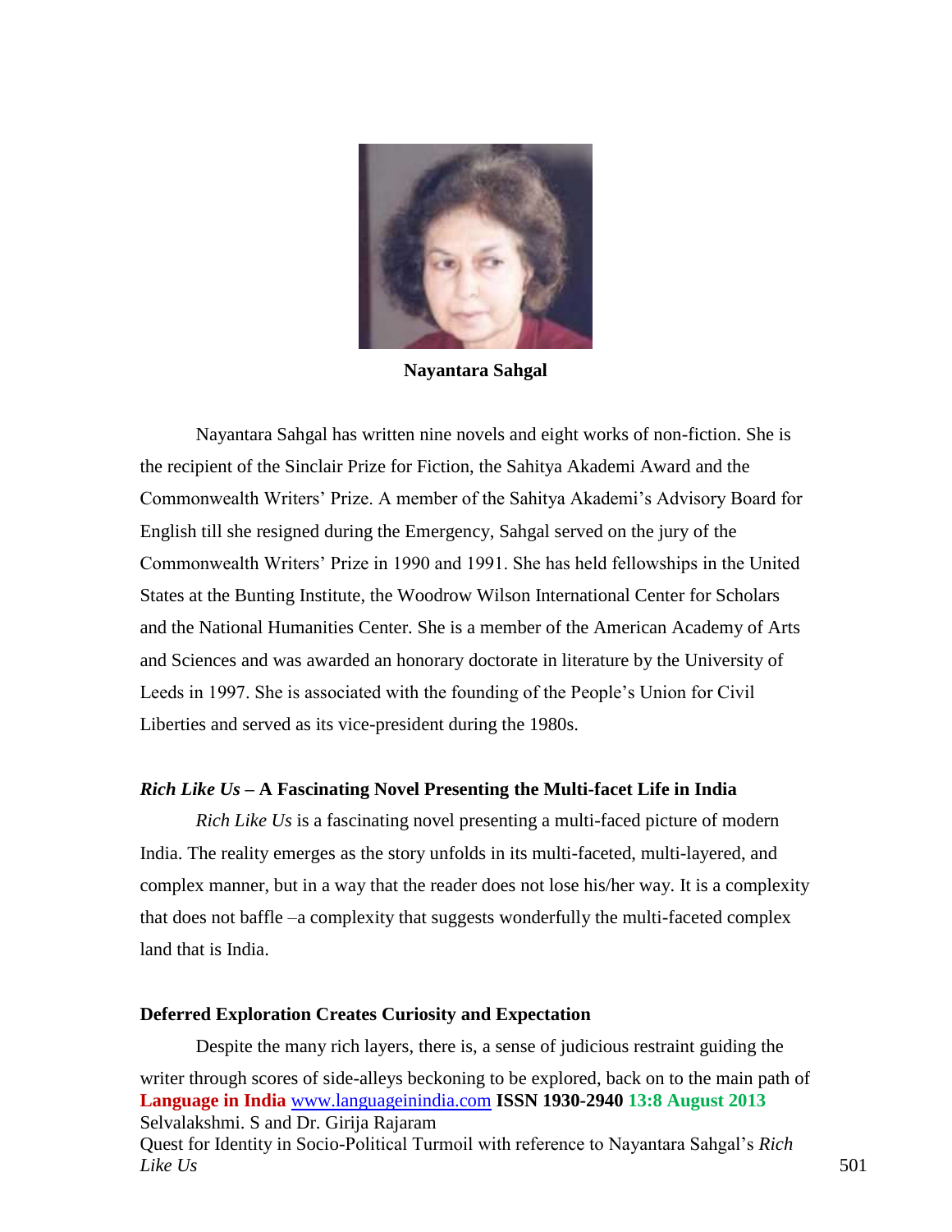**Nayantara Sahgal**

Nayantara Sahgal has written nine novels and eight works of non-fiction. She is the recipient of the Sinclair Prize for Fiction, the Sahitya Akademi Award and the Commonwealth Writers' Prize. A member of the Sahitya Akademi's Advisory Board for English till she resigned during the Emergency, Sahgal served on the jury of the Commonwealth Writers' Prize in 1990 and 1991. She has held fellowships in the United States at the Bunting Institute, the Woodrow Wilson International Center for Scholars and the National Humanities Center. She is a member of the American Academy of Arts and Sciences and was awarded an honorary doctorate in literature by the University of Leeds in 1997. She is associated with the founding of the People's Union for Civil Liberties and served as its vice-president during the 1980s.

### *Rich Like Us* – A Fascinating Novel Presenting the Multi-facet Life in India

*Rich Like Us* is a fascinating novel presenting a multi-faced picture of modern India. The reality emerges as the story unfolds in its multi-faceted, multi-layered, and complex manner, but in a way that the reader does not lose his/her way. It is a complexity that does not baffle –a complexity that suggests wonderfully the multi-faceted complex land that is India.

### Deferred Exploration Creates Curiosity and Expectation

Despite the many rich layers, there is, a sense of judicious restraint guiding the writer through scores of side-alleys beckoning to be explored, back on to the main path of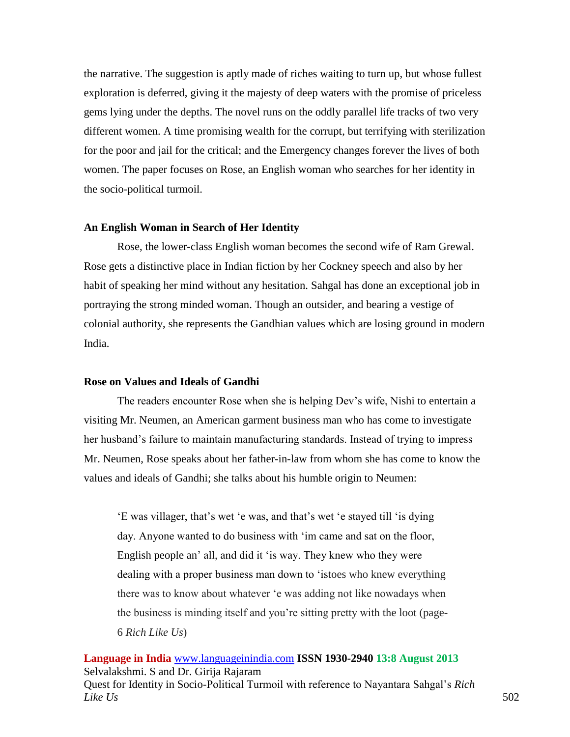the narrative. The suggestion is aptly made of riches waiting to turn up, but whose fullest exploration is deferred, giving it the majesty of deep waters with the promise of priceless gems lying under the depths. The novel runs on the oddly parallel life tracks of two very different women. A time promising wealth for the corrupt, but terrifying with sterilization for the poor and jail for the critical; and the Emergency changes forever the lives of both women. The paper focuses on Rose, an English woman who searches for her identity in the socio-political turmoil.

### An English Woman in Search of Her Identity

Rose, the lower-class English woman becomes the second wife of Ram Grewal. Rose gets a distinctive place in Indian fiction by her Cockney speech and also by her habit of speaking her mind without any hesitation. Sahgal has done an exceptional job in portraying the strong minded woman. Though an outsider, and bearing a vestige of colonial authority, she represents the Gandhian values which are losing ground in modern India.

### Rose on Values and Ideals of Gandhi

The readers encounter Rose when she is helping Dev's wife, Nishi to entertain a visiting Mr. Neumen, an American garment business man who has come to investigate her husband's failure to maintain manufacturing standards. Instead of trying to impress Mr. Neumen, Rose speaks about her father-in-law from whom she has come to know the values and ideals of Gandhi; she talks about his humble origin to Neumen:

> 'E was villager, that's wet 'e was, and that's wet 'e stayed till 'is dying day. Anyone wanted to do business with 'im came and sat on the floor, English people an' all, and did it 'is way. They knew who they were dealing with a proper business man down to 'istoes who knew everything there was to know about whatever 'e was adding not like nowadays when the business is minding itself and you're sitting pretty with the loot (page-6 *Rich Like Us*)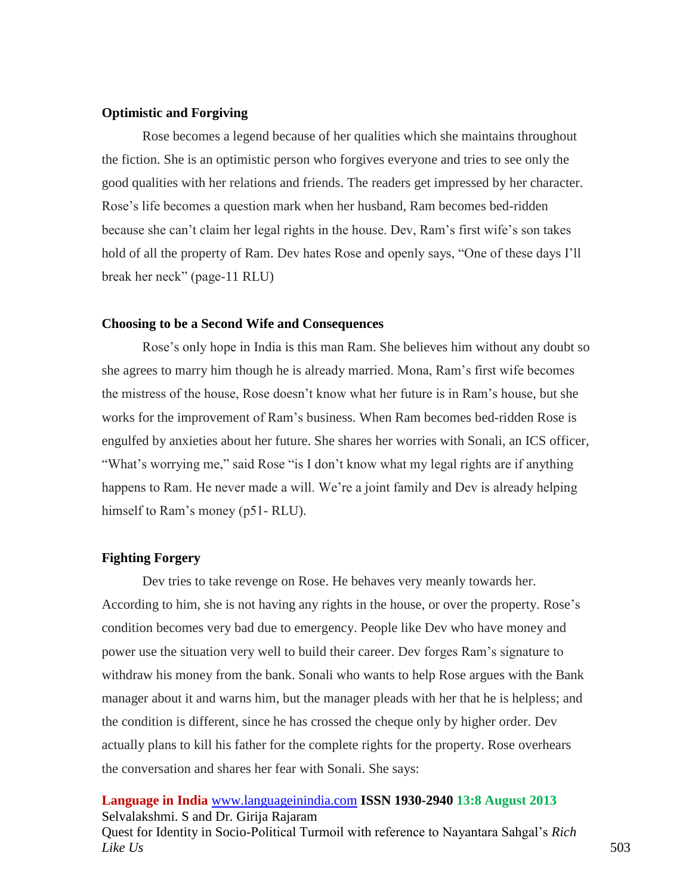### Optimistic and Forgiving

Rose becomes a legend because of her qualities which she maintains throughout the fiction. She is an optimistic person who forgives everyone and tries to see only the good qualities with her relations and friends. The readers get impressed by her character. Rose's life becomes a question mark when her husband, Ram becomes bed-ridden because she can't claim her legal rights in the house. Dev, Ram's first wife's son takes hold of all the property of Ram. Dev hates Rose and openly says, "One of these days I'll break her neck" (page-11 RLU)

### Choosing to be a Second Wife and Consequences

Rose's only hope in India is this man Ram. She believes him without any doubt so she agrees to marry him though he is already married. Mona, Ram's first wife becomes the mistress of the house, Rose doesn't know what her future is in Ram's house, but she works for the improvement of Ram's business. When Ram becomes bed-ridden Rose is engulfed by anxieties about her future. She shares her worries with Sonali, an ICS officer, "What's worrying me," said Rose "is I don't know what my legal rights are if anything happens to Ram. He never made a will. We're a joint family and Dev is already helping himself to Ram's money (p51- RLU).

### Fighting Forgery

Dev tries to take revenge on Rose. He behaves very meanly towards her. According to him, she is not having any rights in the house, or over the property. Rose's condition becomes very bad due to emergency. People like Dev who have money and power use the situation very well to build their career. Dev forges Ram's signature to withdraw his money from the bank. Sonali who wants to help Rose argues with the Bank manager about it and warns him, but the manager pleads with her that he is helpless; and the condition is different, since he has crossed the cheque only by higher order. Dev actually plans to kill his father for the complete rights for the property. Rose overhears the conversation and shares her fear with Sonali. She says: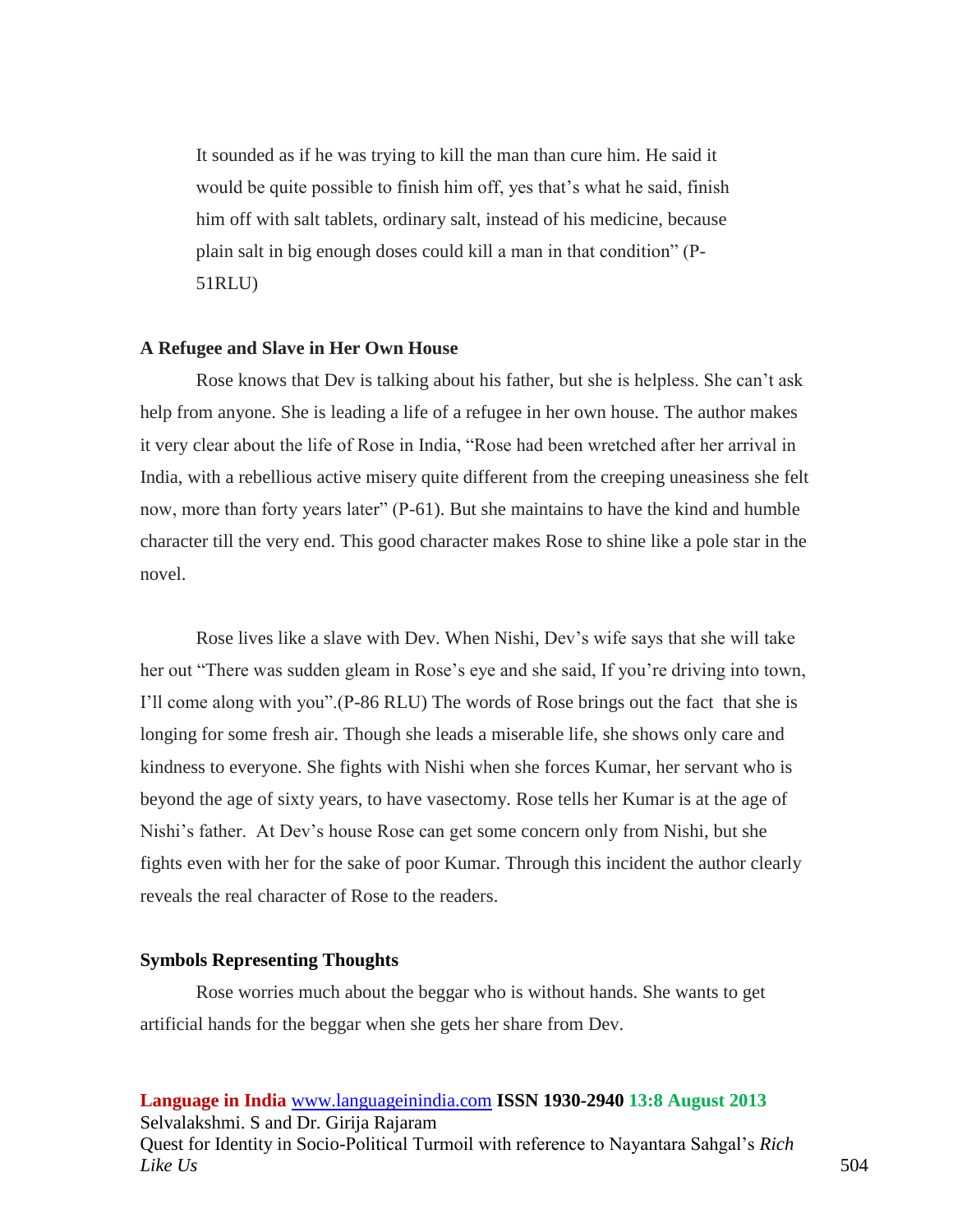It sounded as if he was trying to kill the man than cure him. He said it would be quite possible to finish him off, yes that's what he said, finish him off with salt tablets, ordinary salt, instead of his medicine, because plain salt in big enough doses could kill a man in that condition" (P-51RLU)

### A Refugee and Slave in Her Own House

Rose knows that Dev is talking about his father, but she is helpless. She can't ask help from anyone. She is leading a life of a refugee in her own house. The author makes it very clear about the life of Rose in India, "Rose had been wretched after her arrival in India, with a rebellious active misery quite different from the creeping uneasiness she felt now, more than forty years later" (P-61). But she maintains to have the kind and humble character till the very end. This good character makes Rose to shine like a pole star in the novel.

Rose lives like a slave with Dev. When Nishi, Dev's wife says that she will take her out "There was sudden gleam in Rose's eye and she said, If you're driving into town, I'll come along with you".(P-86 RLU) The words of Rose brings out the fact that she is longing for some fresh air. Though she leads a miserable life, she shows only care and kindness to everyone. She fights with Nishi when she forces Kumar, her servant who is beyond the age of sixty years, to have vasectomy. Rose tells her Kumar is at the age of Nishi's father. At Dev's house Rose can get some concern only from Nishi, but she fights even with her for the sake of poor Kumar. Through this incident the author clearly reveals the real character of Rose to the readers.

### Symbols Representing Thoughts

Rose worries much about the beggar who is without hands. She wants to get artificial hands for the beggar when she gets her share from Dev.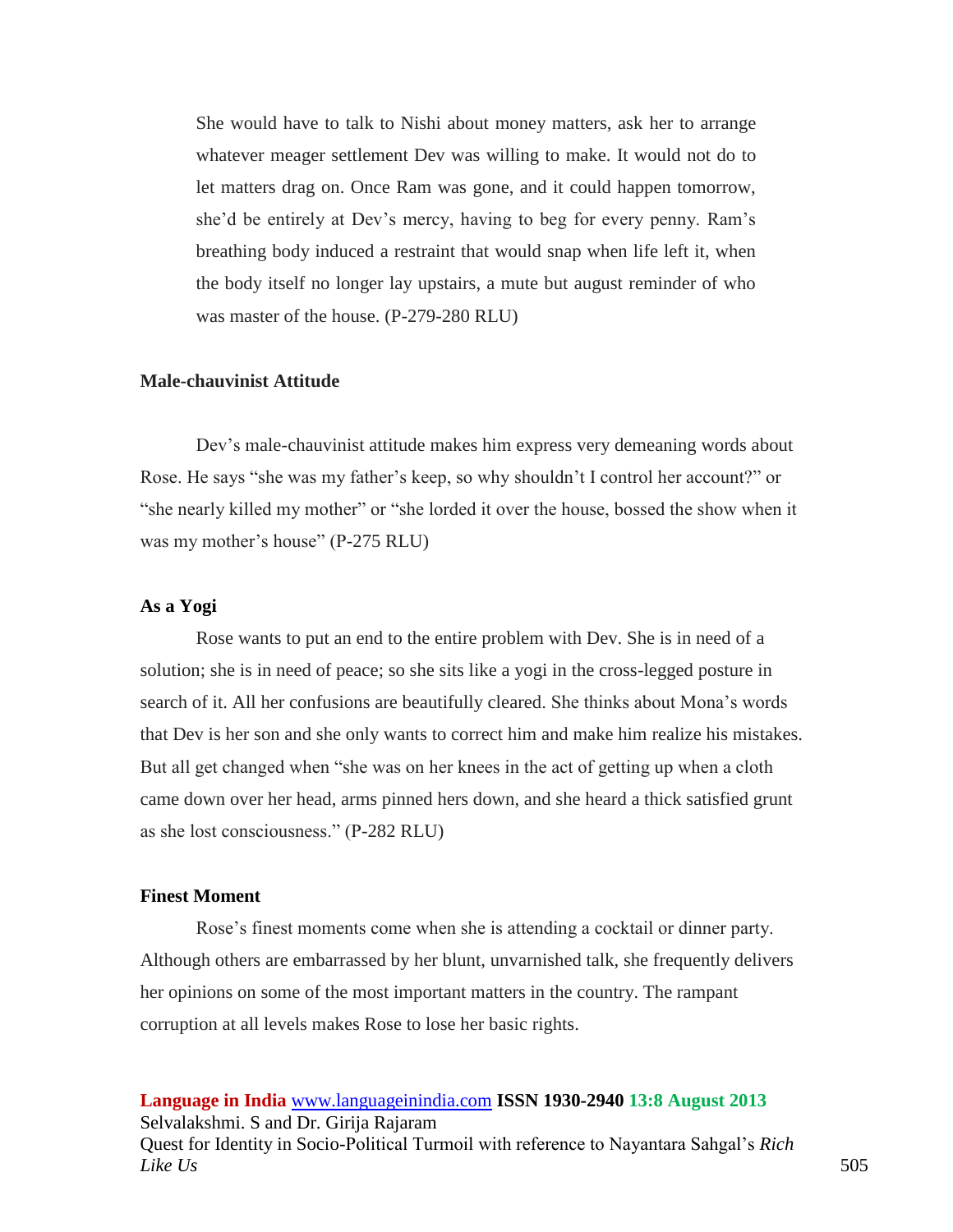> She would have to talk to Nishi about money matters, ask her to arrange whatever meager settlement Dev was willing to make. It would not do to let matters drag on. Once Ram was gone, and it could happen tomorrow, she'd be entirely at Dev's mercy, having to beg for every penny. Ram's breathing body induced a restraint that would snap when life left it, when the body itself no longer lay upstairs, a mute but august reminder of who was master of the house. (P-279-280 RLU)

### Male-chauvinist Attitude

Dev's male-chauvinist attitude makes him express very demeaning words about Rose. He says "she was my father's keep, so why shouldn't I control her account?" or "she nearly killed my mother" or "she lorded it over the house, bossed the show when it was my mother's house" (P-275 RLU)

### As a Yogi

Rose wants to put an end to the entire problem with Dev. She is in need of a solution; she is in need of peace; so she sits like a yogi in the cross-legged posture in search of it. All her confusions are beautifully cleared. She thinks about Mona's words that Dev is her son and she only wants to correct him and make him realize his mistakes. But all get changed when "she was on her knees in the act of getting up when a cloth came down over her head, arms pinned hers down, and she heard a thick satisfied grunt as she lost consciousness." (P-282 RLU)

### Finest Moment

Rose's finest moments come when she is attending a cocktail or dinner party. Although others are embarrassed by her blunt, unvarnished talk, she frequently delivers her opinions on some of the most important matters in the country. The rampant corruption at all levels makes Rose to lose her basic rights.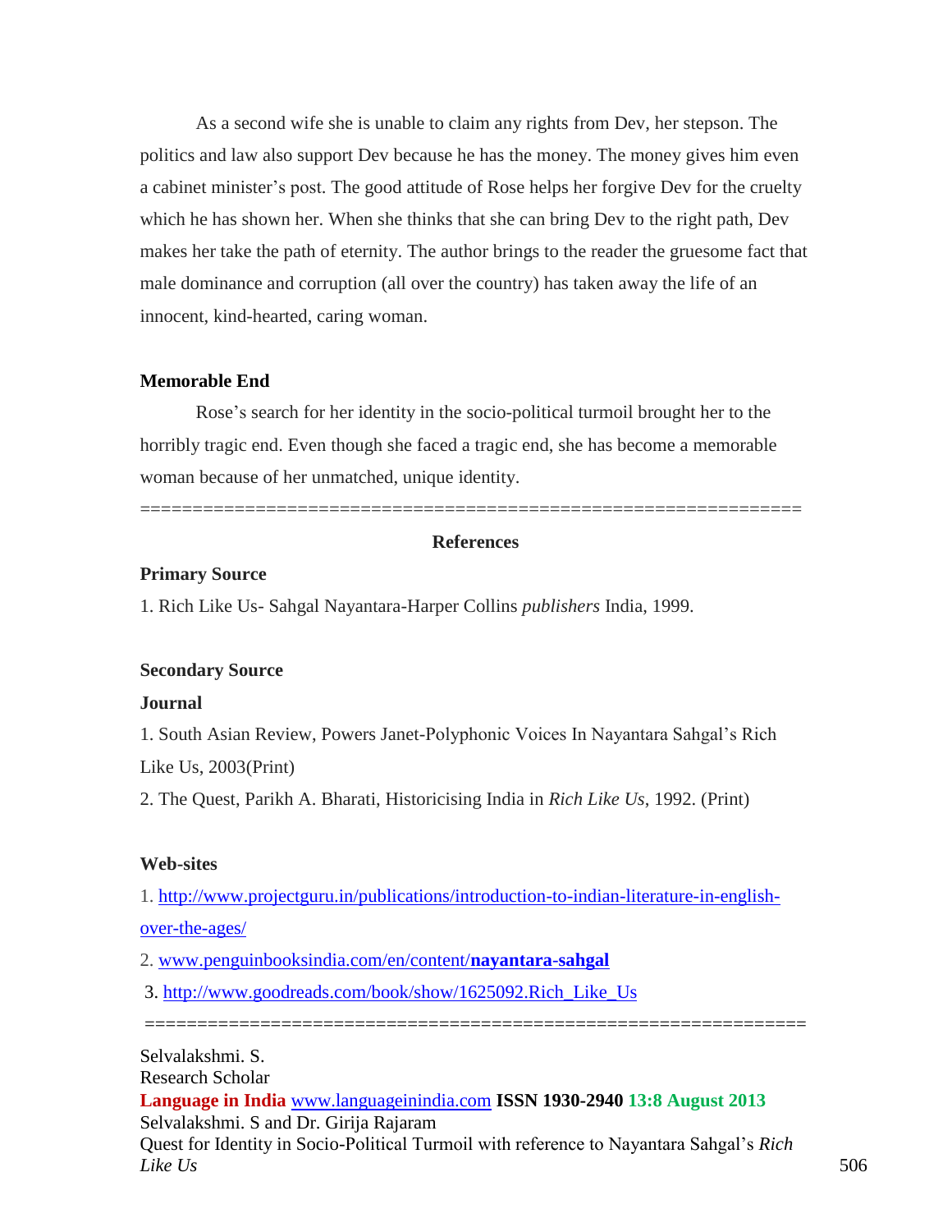As a second wife she is unable to claim any rights from Dev, her stepson. The politics and law also support Dev because he has the money. The money gives him even a cabinet minister's post. The good attitude of Rose helps her forgive Dev for the cruelty which he has shown her. When she thinks that she can bring Dev to the right path, Dev makes her take the path of eternity. The author brings to the reader the gruesome fact that male dominance and corruption (all over the country) has taken away the life of an innocent, kind-hearted, caring woman.

**Memorable End**

Rose's search for her identity in the socio-political turmoil brought her to the horribly tragic end. Even though she faced a tragic end, she has become a memorable woman because of her unmatched, unique identity.

---

## References

**Primary Source**

1. Rich Like Us- Sahgal Nayantara-Harper Collins *publishers* India, 1999.

**Secondary Source**

**Journal**

1. South Asian Review, Powers Janet-Polyphonic Voices In Nayantara Sahgal's Rich Like Us, 2003(Print)
2. The Quest, Parikh A. Bharati, Historicising India in *Rich Like Us*, 1992. (Print)

**Web-sites**

1. http://www.projectguru.in/publications/introduction-to-indian-literature-in-english-over-the-ages/
2. www.penguinbooksindia.com/en/content/**nayantara-sahgal**
3. http://www.goodreads.com/book/show/1625092.Rich_Like_Us

---

Selvalakshmi. S.
Research Scholar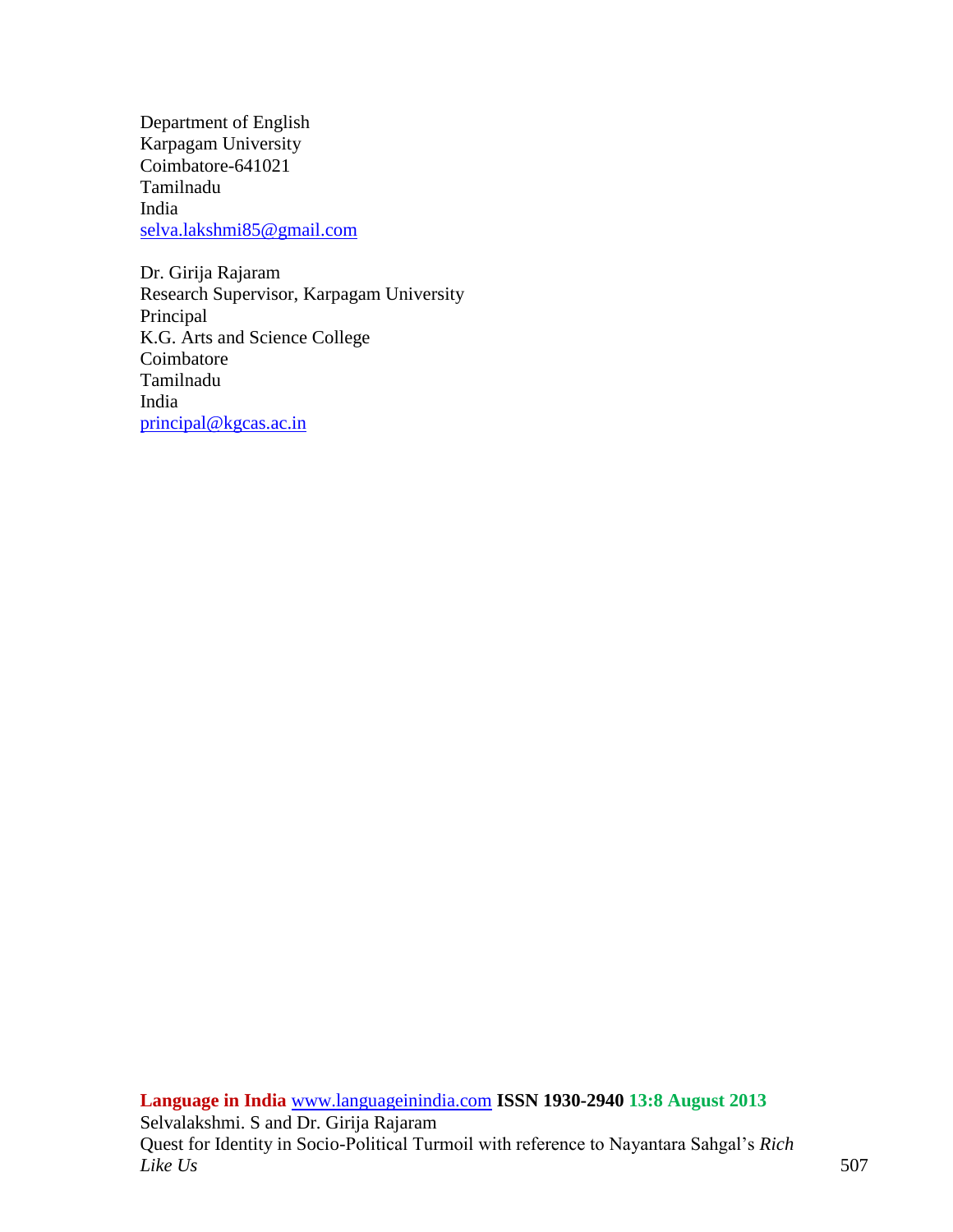Department of English
Karpagam University
Coimbatore-641021
Tamilnadu
India
selva.lakshmi85@gmail.com

Dr. Girija Rajaram
Research Supervisor, Karpagam University
Principal
K.G. Arts and Science College
Coimbatore
Tamilnadu
India
principal@kgcas.ac.in